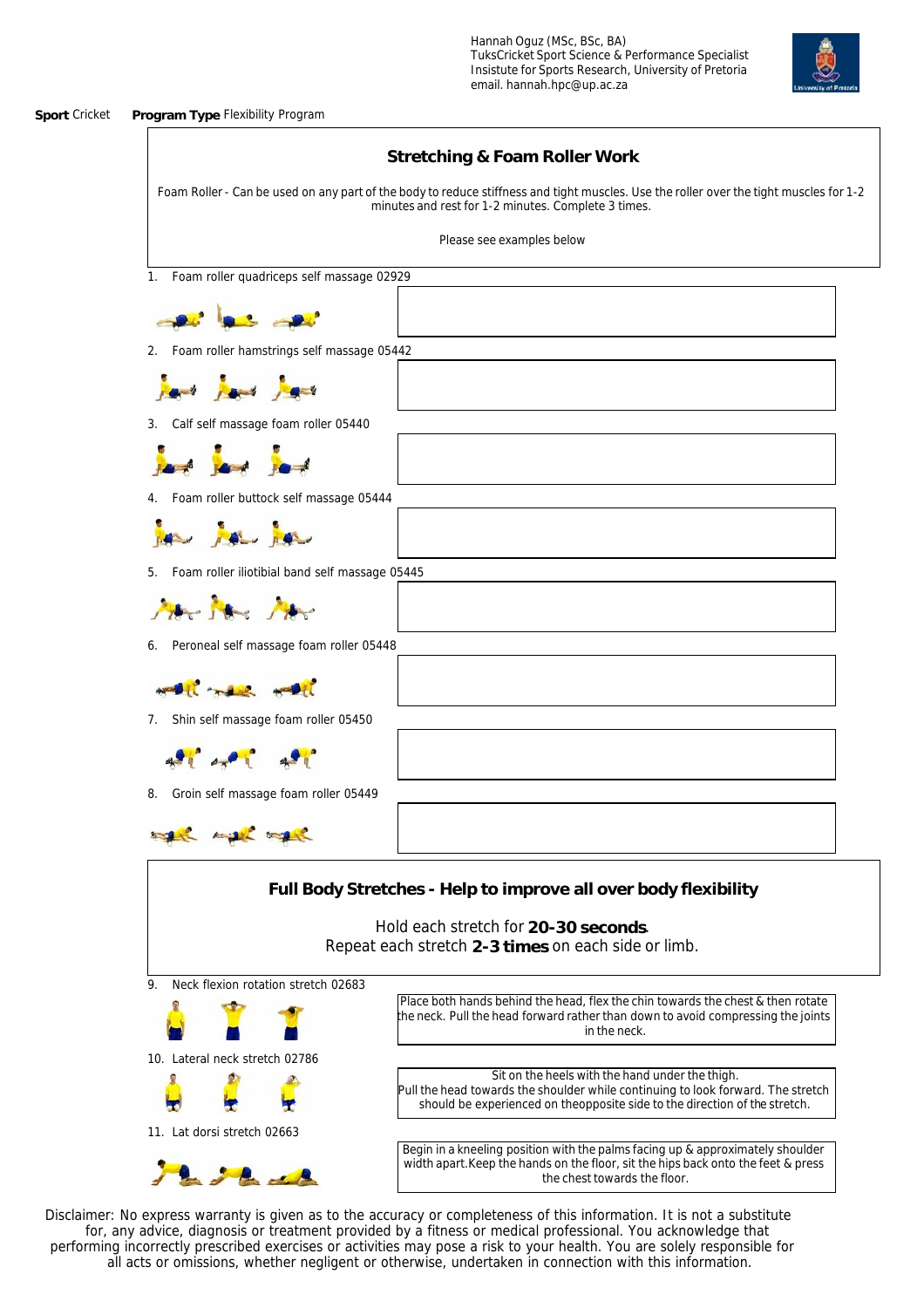Hannah Oguz (MSc, BSc, BA)
TuksCricket Sport Science & Performance Specialist
Insisitute for Sports Research, University of Pretoria
email. hannah.hpc@up.ac.za

**Sport** Cricket **Program Type** Flexibility Program

## Stretching & Foam Roller Work

Foam Roller - Can be used on any part of the body to reduce stiffness and tight muscles. Use the roller over the tight muscles for 1-2 minutes and rest for 1-2 minutes. Complete 3 times.

Please see examples below

1. Foam roller quadriceps self massage 02929
2. Foam roller hamstrings self massage 05442
3. Calf self massage foam roller 05440
4. Foam roller buttock self massage 05444
5. Foam roller iliotibial band self massage 05445
6. Peroneal self massage foam roller 05448
7. Shin self massage foam roller 05450
8. Groin self massage foam roller 05449

## Full Body Stretches - Help to improve all over body flexibility

Hold each stretch for **20-30 seconds**.
Repeat each stretch **2-3 times** on each side or limb.

9. Neck flexion rotation stretch 02683

   Place both hands behind the head, flex the chin towards the chest & then rotate the neck. Pull the head forward rather than down to avoid compressing the joints in the neck.

10. Lateral neck stretch 02786

    Sit on the heels with the hand under the thigh.
    Pull the head towards the shoulder while continuing to look forward. The stretch should be experienced on theopposite side to the direction of the stretch.

11. Lat dorsi stretch 02663

    Begin in a kneeling position with the palms facing up & approximately shoulder width apart.Keep the hands on the floor, sit the hips back onto the feet & press the chest towards the floor.

Disclaimer: No express warranty is given as to the accuracy or completeness of this information. It is not a substitute for, any advice, diagnosis or treatment provided by a fitness or medical professional. You acknowledge that performing incorrectly prescribed exercises or activities may pose a risk to your health. You are solely responsible for all acts or omissions, whether negligent or otherwise, undertaken in connection with this information.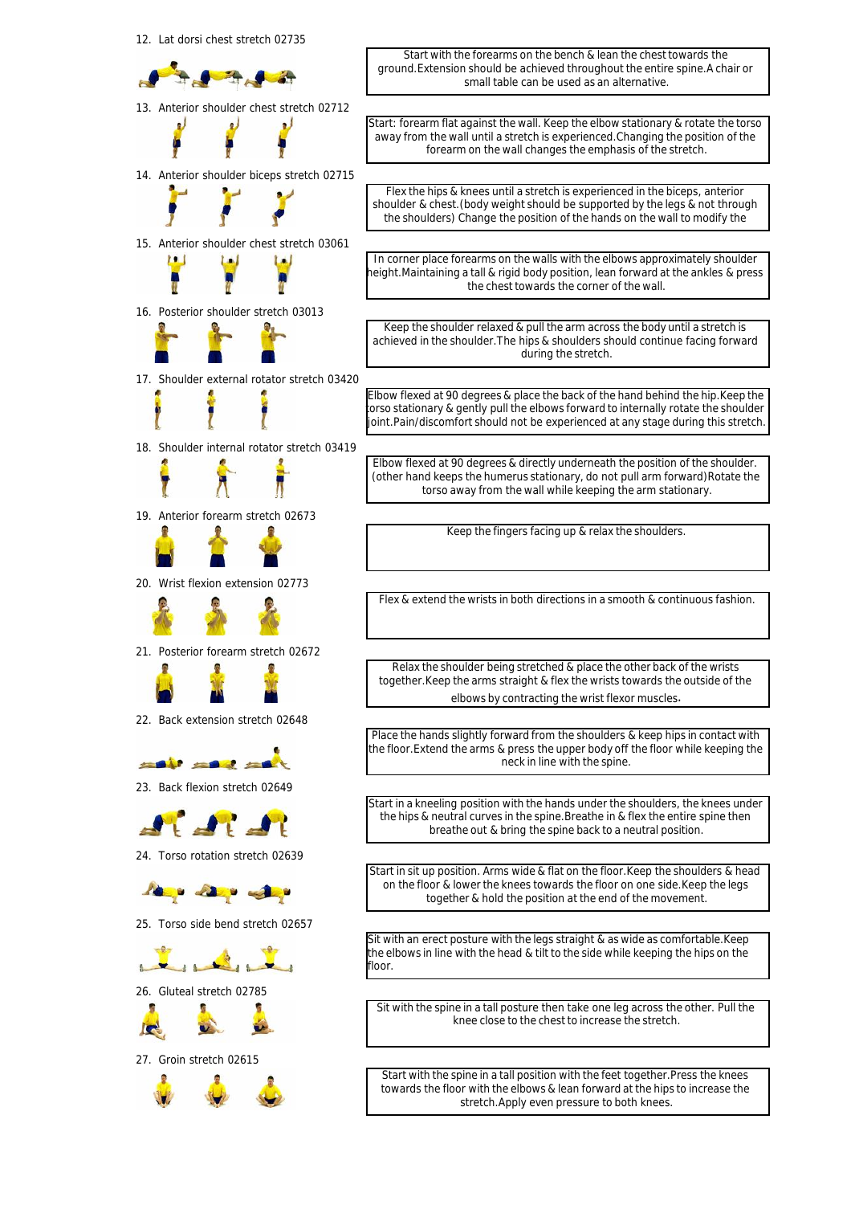12. Lat dorsi chest stretch 02735

Start with the forearms on the bench & lean the chest towards the ground.Extension should be achieved throughout the entire spine.A chair or small table can be used as an alternative.

13. Anterior shoulder chest stretch 02712

Start: forearm flat against the wall. Keep the elbow stationary & rotate the torso away from the wall until a stretch is experienced.Changing the position of the forearm on the wall changes the emphasis of the stretch.

14. Anterior shoulder biceps stretch 02715

Flex the hips & knees until a stretch is experienced in the biceps, anterior shoulder & chest.(body weight should be supported by the legs & not through the shoulders) Change the position of the hands on the wall to modify the

15. Anterior shoulder chest stretch 03061

In corner place forearms on the walls with the elbows approximately shoulder height.Maintaining a tall & rigid body position, lean forward at the ankles & press the chest towards the corner of the wall.

16. Posterior shoulder stretch 03013

Keep the shoulder relaxed & pull the arm across the body until a stretch is achieved in the shoulder.The hips & shoulders should continue facing forward during the stretch.

17. Shoulder external rotator stretch 03420

Elbow flexed at 90 degrees & place the back of the hand behind the hip.Keep the torso stationary & gently pull the elbows forward to internally rotate the shoulder joint.Pain/discomfort should not be experienced at any stage during this stretch.

18. Shoulder internal rotator stretch 03419

Elbow flexed at 90 degrees & directly underneath the position of the shoulder.(other hand keeps the humerus stationary, do not pull arm forward)Rotate the torso away from the wall while keeping the arm stationary.

19. Anterior forearm stretch 02673

Keep the fingers facing up & relax the shoulders.

20. Wrist flexion extension 02773

Flex & extend the wrists in both directions in a smooth & continuous fashion.

21. Posterior forearm stretch 02672

Relax the shoulder being stretched & place the other back of the wrists together.Keep the arms straight & flex the wrists towards the outside of the elbows by contracting the wrist flexor muscles.

22. Back extension stretch 02648

Place the hands slightly forward from the shoulders & keep hips in contact with the floor.Extend the arms & press the upper body off the floor while keeping the neck in line with the spine.

23. Back flexion stretch 02649

Start in a kneeling position with the hands under the shoulders, the knees under the hips & neutral curves in the spine.Breathe in & flex the entire spine then breathe out & bring the spine back to a neutral position.

24. Torso rotation stretch 02639

Start in sit up position. Arms wide & flat on the floor.Keep the shoulders & head on the floor & lower the knees towards the floor on one side.Keep the legs together & hold the position at the end of the movement.

25. Torso side bend stretch 02657

Sit with an erect posture with the legs straight & as wide as comfortable.Keep the elbows in line with the head & tilt to the side while keeping the hips on the floor.

26. Gluteal stretch 02785

Sit with the spine in a tall posture then take one leg across the other. Pull the knee close to the chest to increase the stretch.

27. Groin stretch 02615

Start with the spine in a tall position with the feet together.Press the knees towards the floor with the elbows & lean forward at the hips to increase the stretch.Apply even pressure to both knees.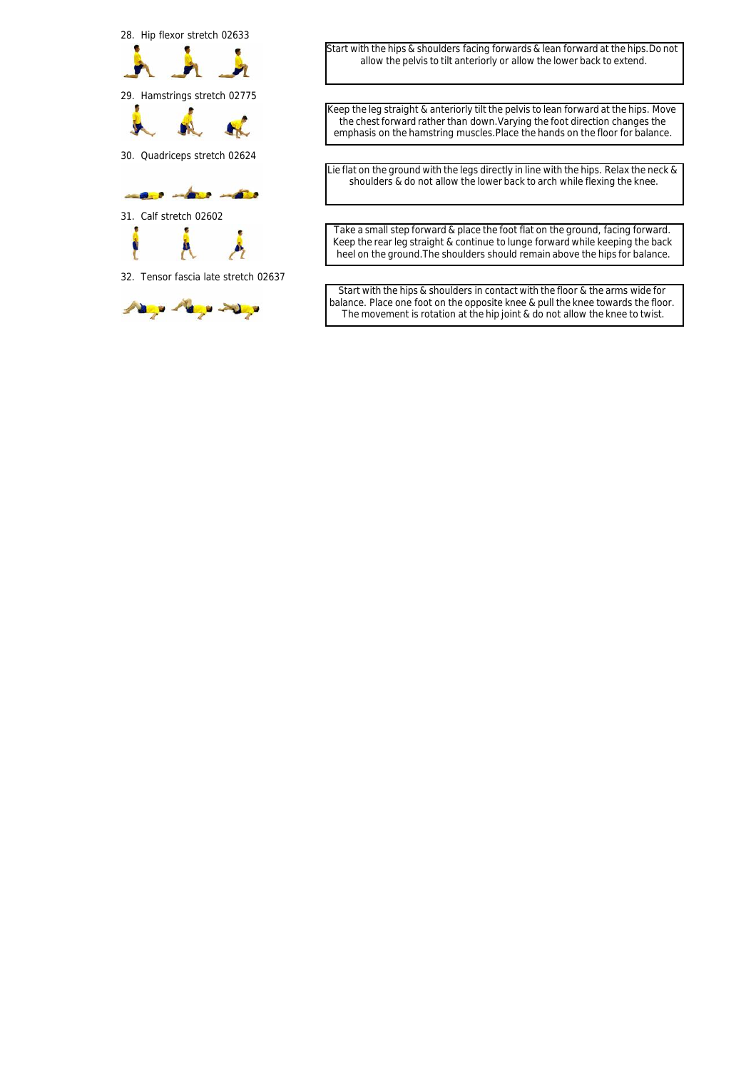28. Hip flexor stretch 02633

Start with the hips & shoulders facing forwards & lean forward at the hips. Do not allow the pelvis to tilt anteriorly or allow the lower back to extend.

29. Hamstrings stretch 02775

Keep the leg straight & anteriorly tilt the pelvis to lean forward at the hips. Move the chest forward rather than down. Varying the foot direction changes the emphasis on the hamstring muscles. Place the hands on the floor for balance.

30. Quadriceps stretch 02624

Lie flat on the ground with the legs directly in line with the hips. Relax the neck & shoulders & do not allow the lower back to arch while flexing the knee.

31. Calf stretch 02602

Take a small step forward & place the foot flat on the ground, facing forward. Keep the rear leg straight & continue to lunge forward while keeping the back heel on the ground. The shoulders should remain above the hips for balance.

32. Tensor fascia late stretch 02637

Start with the hips & shoulders in contact with the floor & the arms wide for balance. Place one foot on the opposite knee & pull the knee towards the floor. The movement is rotation at the hip joint & do not allow the knee to twist.